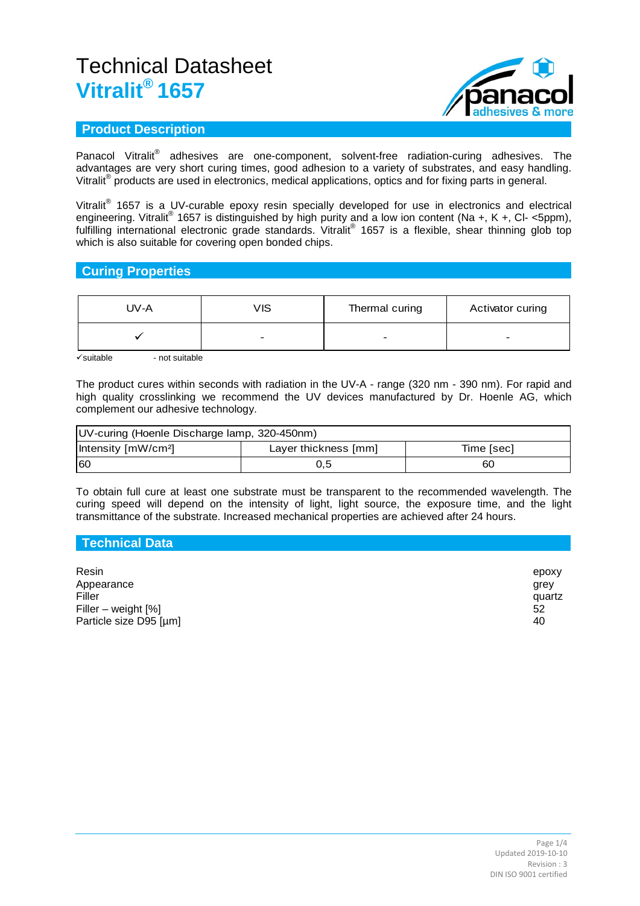# Technical Datasheet

# Vitralit® 1657

## Product Description

Panacol Vitralit® adhesives are one-component, solvent-free radiation-curing adhesives. The advantages are very short curing times, good adhesion to a variety of substrates, and easy handling. Vitralit® products are used in electronics, medical applications, optics and for fixing parts in general.

Vitralit® 1657 is a UV-curable epoxy resin specially developed for use in electronics and electrical engineering. Vitralit® 1657 is distinguished by high purity and a low ion content (Na +, K +, Cl- <5ppm), fulfilling international electronic grade standards. Vitralit® 1657 is a flexible, shear thinning glob top which is also suitable for covering open bonded chips.

## Curing Properties

| UV-A | VIS | Thermal curing | Activator curing |
|---|---|---|---|
| ✓ | - | - | - |

✓suitable - not suitable

The product cures within seconds with radiation in the UV-A - range (320 nm - 390 nm). For rapid and high quality crosslinking we recommend the UV devices manufactured by Dr. Hoenle AG, which complement our adhesive technology.

| UV-curing (Hoenle Discharge lamp, 320-450nm) | | |
|---|---|---|
| Intensity [mW/cm²] | Layer thickness [mm] | Time [sec] |
| 60 | 0,5 | 60 |

To obtain full cure at least one substrate must be transparent to the recommended wavelength. The curing speed will depend on the intensity of light, light source, the exposure time, and the light transmittance of the substrate. Increased mechanical properties are achieved after 24 hours.

## Technical Data

| | |
|---|---|
| Resin | epoxy |
| Appearance | grey |
| Filler | quartz |
| Filler – weight [%] | 52 |
| Particle size D95 [µm] | 40 |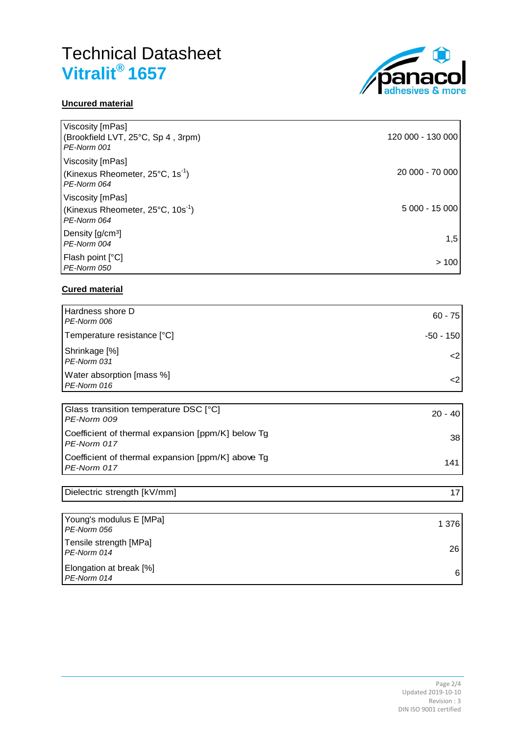# Technical Datasheet
## Vitralit® 1657

**Uncured material**

| Property | Value |
|---|---|
| Viscosity [mPas]<br>(Brookfield LVT, 25°C, Sp 4 , 3rpm)<br>*PE-Norm 001* | 120 000 - 130 000 |
| Viscosity [mPas]<br>(Kinexus Rheometer, 25°C, $1s^{-1}$)<br>*PE-Norm 064* | 20 000 - 70 000 |
| Viscosity [mPas]<br>(Kinexus Rheometer, 25°C, $10s^{-1}$)<br>*PE-Norm 064* | 5 000 - 15 000 |
| Density [g/cm³]<br>*PE-Norm 004* | 1,5 |
| Flash point [°C]<br>*PE-Norm 050* | > 100 |

**Cured material**

| Property | Value |
|---|---|
| Hardness shore D<br>*PE-Norm 006* | 60 - 75 |
| Temperature resistance [°C] | -50 - 150 |
| Shrinkage [%]<br>*PE-Norm 031* | <2 |
| Water absorption [mass %]<br>*PE-Norm 016* | <2 |

| Property | Value |
|---|---|
| Glass transition temperature DSC [°C]<br>*PE-Norm 009* | 20 - 40 |
| Coefficient of thermal expansion [ppm/K] below Tg<br>*PE-Norm 017* | 38 |
| Coefficient of thermal expansion [ppm/K] above Tg<br>*PE-Norm 017* | 141 |

| Property | Value |
|---|---|
| Dielectric strength [kV/mm] | 17 |

| Property | Value |
|---|---|
| Young's modulus E [MPa]<br>*PE-Norm 056* | 1 376 |
| Tensile strength [MPa]<br>*PE-Norm 014* | 26 |
| Elongation at break [%]<br>*PE-Norm 014* | 6 |

Updated 2019-10-10
Revision : 3
DIN ISO 9001 certified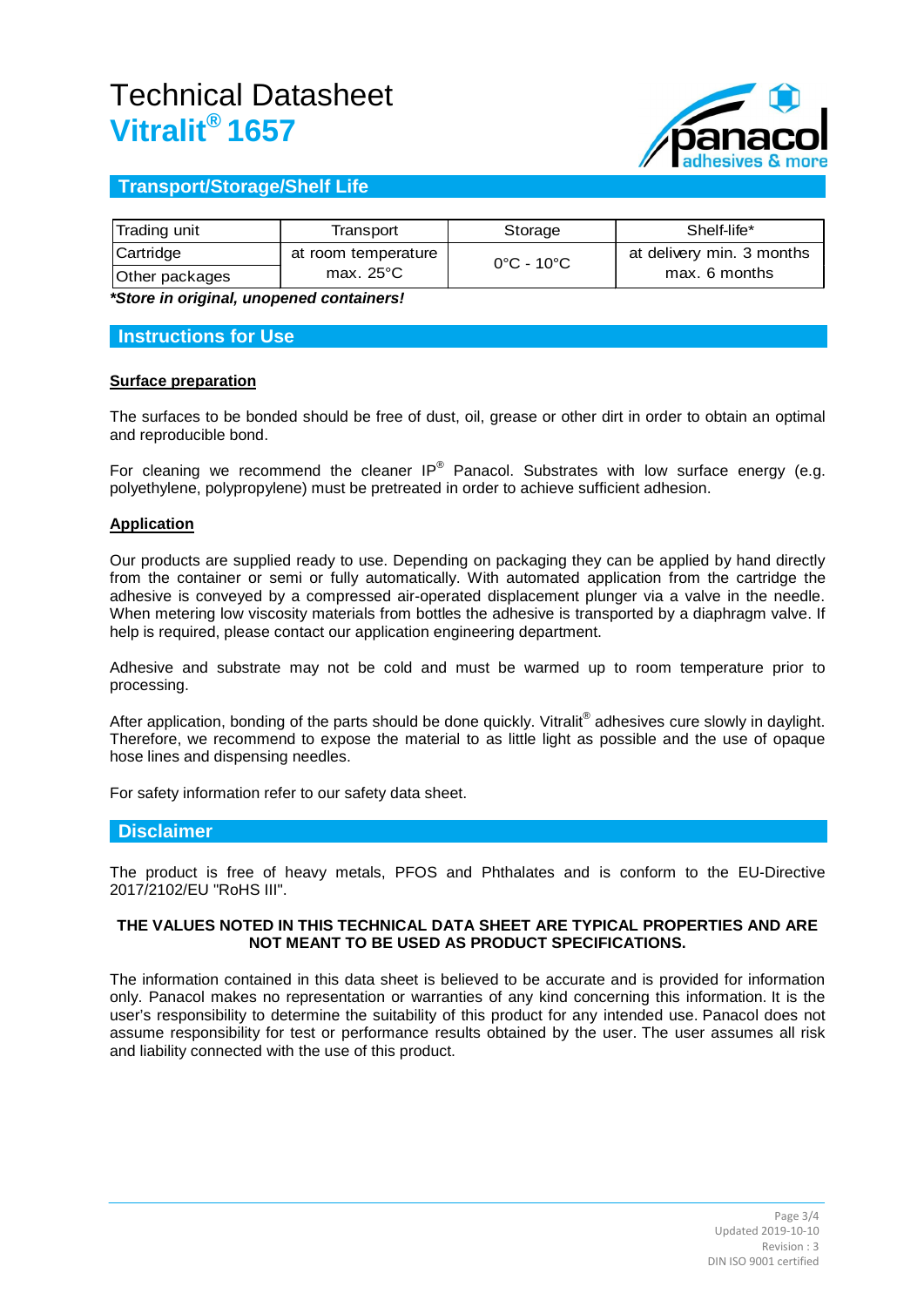# Technical Datasheet
# Vitralit® 1657

## Transport/Storage/Shelf Life

| Trading unit | Transport | Storage | Shelf-life* |
|---|---|---|---|
| Cartridge | at room temperature max. 25°C | 0°C - 10°C | at delivery min. 3 months max. 6 months |
| Other packages | | | |

***Store in original, unopened containers!***

## Instructions for Use

### Surface preparation

The surfaces to be bonded should be free of dust, oil, grease or other dirt in order to obtain an optimal and reproducible bond.

For cleaning we recommend the cleaner IP® Panacol. Substrates with low surface energy (e.g. polyethylene, polypropylene) must be pretreated in order to achieve sufficient adhesion.

### Application

Our products are supplied ready to use. Depending on packaging they can be applied by hand directly from the container or semi or fully automatically. With automated application from the cartridge the adhesive is conveyed by a compressed air-operated displacement plunger via a valve in the needle. When metering low viscosity materials from bottles the adhesive is transported by a diaphragm valve. If help is required, please contact our application engineering department.

Adhesive and substrate may not be cold and must be warmed up to room temperature prior to processing.

After application, bonding of the parts should be done quickly. Vitralit® adhesives cure slowly in daylight. Therefore, we recommend to expose the material to as little light as possible and the use of opaque hose lines and dispensing needles.

For safety information refer to our safety data sheet.

## Disclaimer

The product is free of heavy metals, PFOS and Phthalates and is conform to the EU-Directive 2017/2102/EU "RoHS III".

**THE VALUES NOTED IN THIS TECHNICAL DATA SHEET ARE TYPICAL PROPERTIES AND ARE NOT MEANT TO BE USED AS PRODUCT SPECIFICATIONS.**

The information contained in this data sheet is believed to be accurate and is provided for information only. Panacol makes no representation or warranties of any kind concerning this information. It is the user's responsibility to determine the suitability of this product for any intended use. Panacol does not assume responsibility for test or performance results obtained by the user. The user assumes all risk and liability connected with the use of this product.

Updated 2019-10-10
Revision : 3
DIN ISO 9001 certified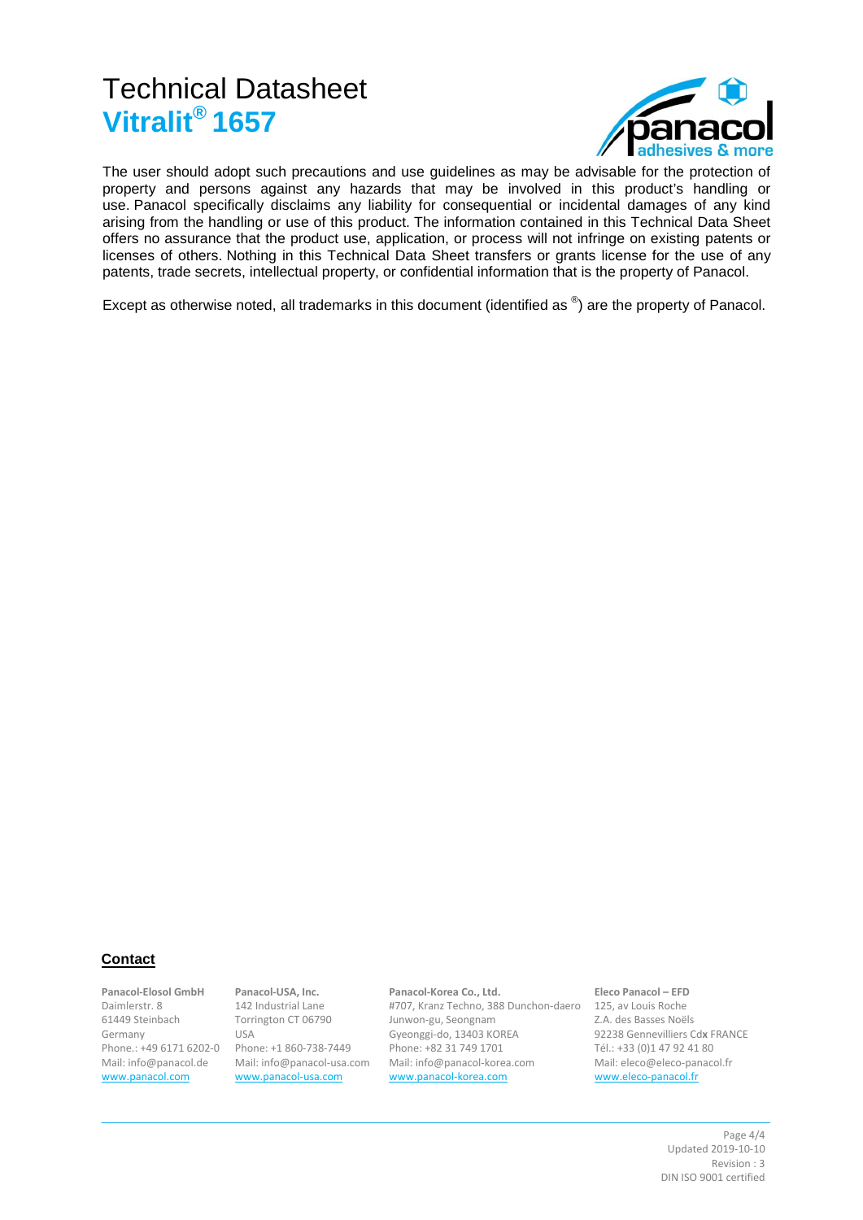The user should adopt such precautions and use guidelines as may be advisable for the protection of property and persons against any hazards that may be involved in this product's handling or use. Panacol specifically disclaims any liability for consequential or incidental damages of any kind arising from the handling or use of this product. The information contained in this Technical Data Sheet offers no assurance that the product use, application, or process will not infringe on existing patents or licenses of others. Nothing in this Technical Data Sheet transfers or grants license for the use of any patents, trade secrets, intellectual property, or confidential information that is the property of Panacol.

Except as otherwise noted, all trademarks in this document (identified as ®) are the property of Panacol.

## Contact

**Panacol-Elosol GmbH**
Daimlerstr. 8
61449 Steinbach
Germany
Phone.: +49 6171 6202-0
Mail: info@panacol.de
www.panacol.com

**Panacol-USA, Inc.**
142 Industrial Lane
Torrington CT 06790
USA
Phone: +1 860-738-7449
Mail: info@panacol-usa.com
www.panacol-usa.com

**Panacol-Korea Co., Ltd.**
#707, Kranz Techno, 388 Dunchon-daero
Junwon-gu, Seongnam
Gyeonggi-do, 13403 KOREA
Phone: +82 31 749 1701
Mail: info@panacol-korea.com
www.panacol-korea.com

**Eleco Panacol – EFD**
125, av Louis Roche
Z.A. des Basses Noëls
92238 Gennevilliers Cdx FRANCE
Tél.: +33 (0)1 47 92 41 80
Mail: eleco@eleco-panacol.fr
www.eleco-panacol.fr

Updated 2019-10-10
Revision : 3
DIN ISO 9001 certified